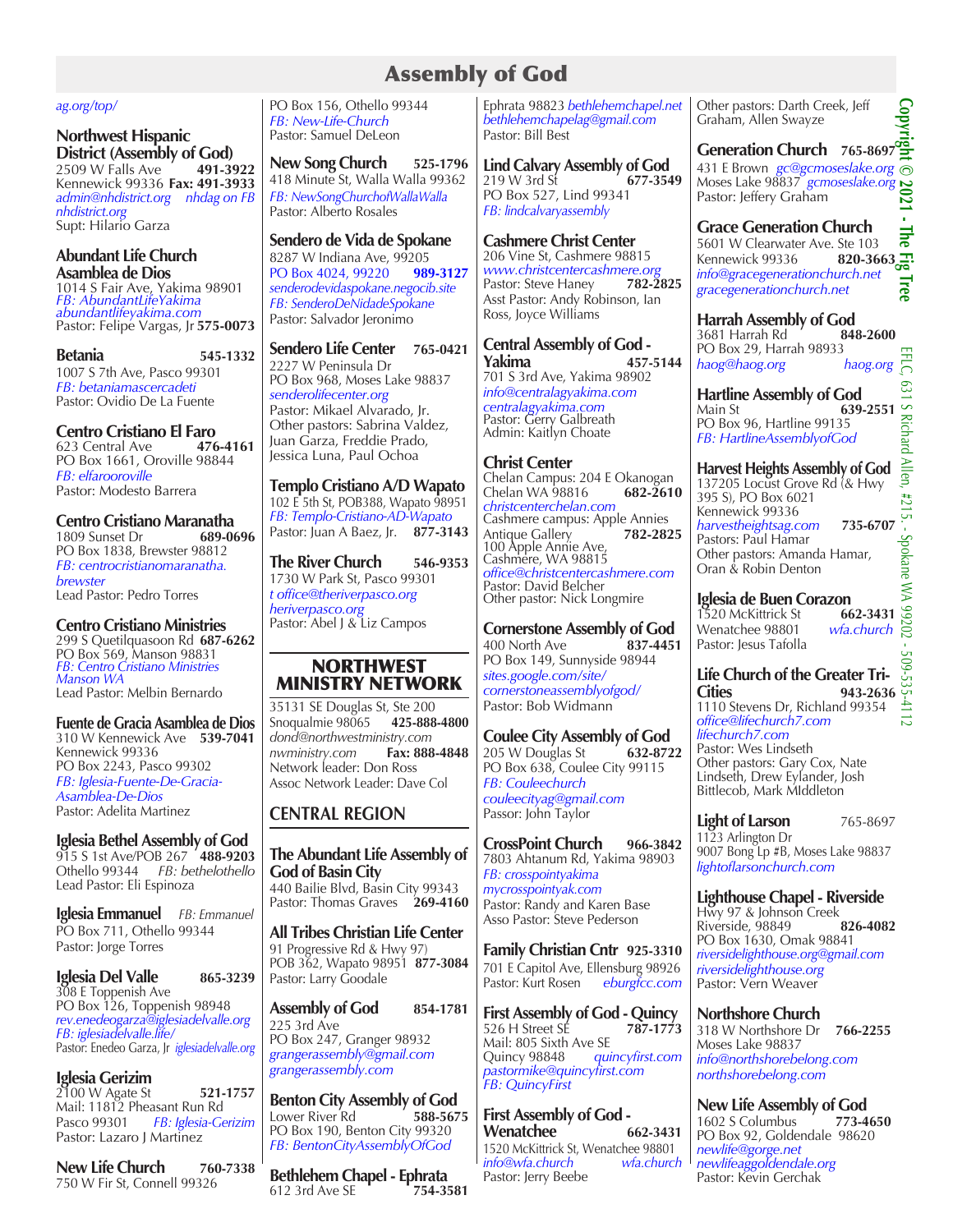# Assembly of God

*ag.org/top/*

### Northwest Hispanic District (Assembly of God)
2509 W Falls Ave **491-3922**
Kennewick 99336 **Fax: 491-3933**
*admin@nhdistrict.org* *nhdag on FB*
*nhdistrict.org*
Supt: Hilario Garza

### Abundant Life Church Asamblea de Dios
1014 S Fair Ave, Yakima 98901
*FB: AbundantLifeYakima*
*abundantlifeyakima.com*
Pastor: Felipe Vargas, Jr **575-0073**

### Betania **545-1332**
1007 S 7th Ave, Pasco 99301
*FB: betaniamascercadeti*
Pastor: Ovidio De La Fuente

### Centro Cristiano El Faro
623 Central Ave **476-4161**
PO Box 1661, Oroville 98844
*FB: elfarooroville*
Pastor: Modesto Barrera

### Centro Cristiano Maranatha
1809 Sunset Dr **689-0696**
PO Box 1838, Brewster 98812
*FB: centrocristianomaranatha.brewster*
Lead Pastor: Pedro Torres

### Centro Cristiano Ministries
299 S Quetilquasoon Rd **687-6262**
PO Box 569, Manson 98831
*FB: Centro Cristiano Ministries Manson WA*
Lead Pastor: Melbin Bernardo

### Fuente de Gracia Asamblea de Dios
310 W Kennewick Ave **539-7041**
Kennewick 99336
PO Box 2243, Pasco 99302
*FB: Iglesia-Fuente-De-Gracia-Asamblea-De-Dios*
Pastor: Adelita Martinez

### Iglesia Bethel Assembly of God
915 S 1st Ave/POB 267 **488-9203**
Othello 99344 *FB: bethelothello*
Lead Pastor: Eli Espinoza

### Iglesia Emmanuel *FB: Emmanuel*
PO Box 711, Othello 99344
Pastor: Jorge Torres

### Iglesia Del Valle **865-3239**
308 E Toppenish Ave
PO Box 126, Toppenish 98948
*rev.enedeogarza@iglesiadelvalle.org*
*FB: iglesiadelvalle.life/*
Pastor: Enedeo Garza, Jr *iglesiadelvalle.org*

### Iglesia Gerizim
2100 W Agate St **521-1757**
Mail: 11812 Pheasant Run Rd
Pasco 99301 *FB: Iglesia-Gerizim*
Pastor: Lazaro J Martinez

### New Life Church **760-7338**
750 W Fir St, Connell 99326
PO Box 156, Othello 99344
*FB: New-Life-Church*
Pastor: Samuel DeLeon

### New Song Church **525-1796**
418 Minute St, Walla Walla 99362
*FB: NewSongChurchofWallaWalla*
Pastor: Alberto Rosales

### Sendero de Vida de Spokane
8287 W Indiana Ave, 99205
PO Box 4024, 99220 **989-3127**
*senderodevidaspokane.negocib.site*
*FB: SenderoDeNidadeSpokane*
Pastor: Salvador Jeronimo

### Sendero Life Center **765-0421**
2227 W Peninsula Dr
PO Box 968, Moses Lake 98837
*senderolifecenter.org*
Pastor: Mikael Alvarado, Jr.
Other pastors: Sabrina Valdez, Juan Garza, Freddie Prado, Jessica Luna, Paul Ochoa

### Templo Cristiano A/D Wapato
102 E 5th St, POB388, Wapato 98951
*FB: Templo-Cristiano-AD-Wapato*
Pastor: Juan A Baez, Jr. **877-3143**

### The River Church **546-9353**
1730 W Park St, Pasco 99301
*t office@theriverpasco.org*
*heriverpasco.org*
Pastor: Abel J & Liz Campos

## NORTHWEST MINISTRY NETWORK
35131 SE Douglas St, Ste 200
Snoqualmie 98065 **425-888-4800**
*dond@northwestministry.com*
*nwministry.com* **Fax: 888-4848**
Network leader: Don Ross
Assoc Network Leader: Dave Col

## CENTRAL REGION

### The Abundant Life Assembly of God of Basin City
440 Bailie Blvd, Basin City 99343
Pastor: Thomas Graves **269-4160**

### All Tribes Christian Life Center
91 Progressive Rd & Hwy 97)
POB 362, Wapato 98951 **877-3084**
Pastor: Larry Goodale

### Assembly of God **854-1781**
225 3rd Ave
PO Box 247, Granger 98932
*grangerassembly@gmail.com*
*grangerassembly.com*

### Benton City Assembly of God
Lower River Rd **588-5675**
PO Box 190, Benton City 99320
*FB: BentonCityAssemblyOfGod*

### Bethlehem Chapel - Ephrata
612 3rd Ave SE **754-3581**
Ephrata 98823 *bethlehemchapel.net*
*bethlehemchapelag@gmail.com*
Pastor: Bill Best

### Lind Calvary Assembly of God
219 W 3rd St **677-3549**
PO Box 527, Lind 99341
*FB: lindcalvaryassembly*

### Cashmere Christ Center
206 Vine St, Cashmere 98815
*www.christcentercashmere.org*
Pastor: Steve Haney **782-2825**
Asst Pastor: Andy Robinson, Ian Ross, Joyce Williams

### Central Assembly of God - Yakima **457-5144**
701 S 3rd Ave, Yakima 98902
*info@centralagyakima.com*
*centralagyakima.com*
Pastor: Gerry Galbreath
Admin: Kaitlyn Choate

### Christ Center
Chelan Campus: 204 E Okanogan
Chelan WA 98816 **682-2610**
*christcenterchelan.com*
Cashmere campus: Apple Annies Antique Gallery **782-2825**
100 Apple Annie Ave, Cashmere, WA 98815
*office@christcentercashmere.com*
Pastor: David Belcher
Other pastor: Nick Longmire

### Cornerstone Assembly of God
400 North Ave **837-4451**
PO Box 149, Sunnyside 98944
*sites.google.com/site/cornerstoneassemblyofgod/*
Pastor: Bob Widmann

### Coulee City Assembly of God
205 W Douglas St **632-8722**
PO Box 638, Coulee City 99115
*FB: Couleechurch*
*couleecityag@gmail.com*
Passor: John Taylor

### CrossPoint Church **966-3842**
7803 Ahtanum Rd, Yakima 98903
*FB: crosspointyakima*
*mycrosspointyak.com*
Pastor: Randy and Karen Base
Asso Pastor: Steve Pederson

### Family Christian Cntr **925-3310**
701 E Capitol Ave, Ellensburg 98926
Pastor: Kurt Rosen *eburgfcc.com*

### First Assembly of God - Quincy
526 H Street SE **787-1773**
Mail: 805 Sixth Ave SE
Quincy 98848 *quincyfirst.com*
*pastormike@quincyfirst.com*
*FB: QuincyFirst*

### First Assembly of God - Wenatchee **662-3431**
1520 McKittrick St, Wenatchee 98801
*info@wfa.church* *wfa.church*
Pastor: Jerry Beebe
Other pastors: Darth Creek, Jeff Graham, Allen Swayze

### Generation Church **765-8697**
431 E Brown *gc@gcmoseslake.org*
Moses Lake 98837 *gcmoseslake.org*
Pastor: Jeffery Graham

### Grace Generation Church
5601 W Clearwater Ave. Ste 103
Kennewick 99336 **820-3663**
*info@gracegenerationchurch.net*
*gracegenerationchurch.net*

### Harrah Assembly of God
3681 Harrah Rd **848-2600**
PO Box 29, Harrah 98933
*haog@haog.org* *haog.org*

### Hartline Assembly of God
Main St **639-2551**
PO Box 96, Hartline 99135
*FB: HartlineAssemblyofGod*

### Harvest Heights Assembly of God
137205 Locust Grove Rd (& Hwy 395 S), PO Box 6021
Kennewick 99336
*harvestheightsag.com* **735-6707**
Pastors: Paul Hamar
Other pastors: Amanda Hamar, Oran & Robin Denton

### Iglesia de Buen Corazon
1520 McKittrick St **662-3431**
Wenatchee 98801 *wfa.church*
Pastor: Jesus Tafolla

### Life Church of the Greater Tri-Cities **943-2636**
1110 Stevens Dr, Richland 99354
*office@lifechurch7.com*
*lifechurch7.com*
Pastor: Wes Lindseth
Other pastors: Gary Cox, Nate Lindseth, Drew Eylander, Josh Bittlecob, Mark MIddleton

### Light of Larson 765-8697
1123 Arlington Dr
9007 Bong Lp #B, Moses Lake 98837
*lightoflarsonchurch.com*

### Lighthouse Chapel - Riverside
Hwy 97 & Johnson Creek
Riverside, 98849 **826-4082**
PO Box 1630, Omak 98841
*riversidelighthouse.org@gmail.com*
*riversidelighthouse.org*
Pastor: Vern Weaver

### Northshore Church
318 W Northshore Dr **766-2255**
Moses Lake 98837
*info@northshorebelong.com*
*northshorebelong.com*

### New Life Assembly of God
1602 S Columbus **773-4650**
PO Box 92, Goldendale 98620
*newlife@gorge.net*
*newlifeaggoldendale.org*
Pastor: Kevin Gerchak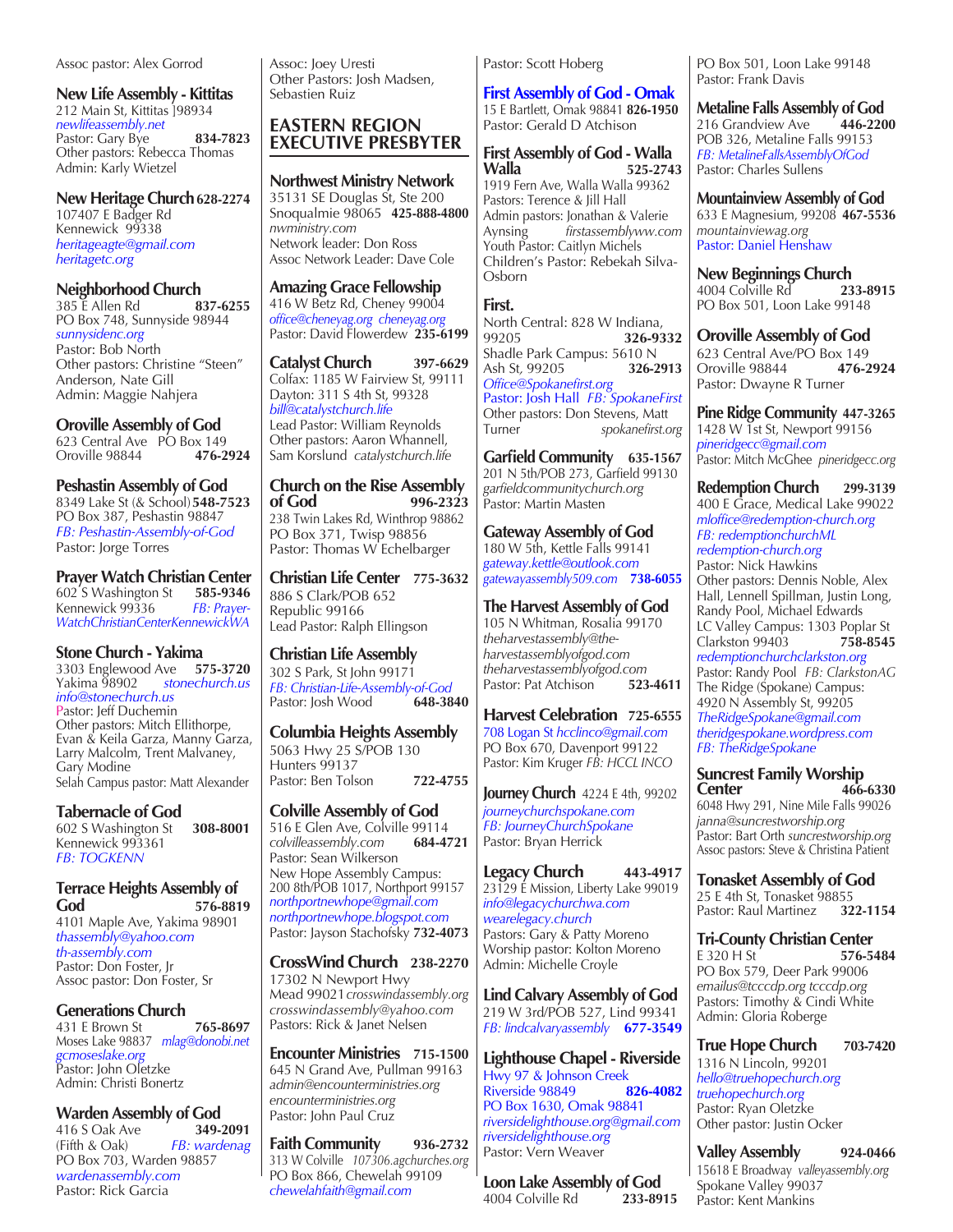Assoc pastor: Alex Gorrod

**New Life Assembly - Kittitas**
212 Main St, Kittitas ]98934
*newlifeassembly.net*
Pastor: Gary Bye **834-7823**
Other pastors: Rebecca Thomas
Admin: Karly Wietzel

**New Heritage Church** **628-2274**
107407 E Badger Rd
Kennewick 99338
*heritageagte@gmail.com*
*heritagetc.org*

**Neighborhood Church**
385 E Allen Rd **837-6255**
PO Box 748, Sunnyside 98944
*sunnysidenc.org*
Pastor: Bob North
Other pastors: Christine "Steen" Anderson, Nate Gill
Admin: Maggie Nahjera

**Oroville Assembly of God**
623 Central Ave PO Box 149
Oroville 98844 **476-2924**

**Peshastin Assembly of God**
8349 Lake St (& School) **548-7523**
PO Box 387, Peshastin 98847
*FB: Peshastin-Assembly-of-God*
Pastor: Jorge Torres

**Prayer Watch Christian Center**
602 S Washington St **585-9346**
Kennewick 99336 *FB: Prayer-WatchChristianCenterKennewickWA*

**Stone Church - Yakima**
3303 Englewood Ave **575-3720**
Yakima 98902 *stonechurch.us*
*info@stonechurch.us*
Pastor: Jeff Duchemin
Other pastors: Mitch Ellithorpe, Evan & Keila Garza, Manny Garza, Larry Malcolm, Trent Malvaney, Gary Modine
Selah Campus pastor: Matt Alexander

**Tabernacle of God**
602 S Washington St **308-8001**
Kennewick 993361
*FB: TOGKENN*

**Terrace Heights Assembly of God** **576-8819**
4101 Maple Ave, Yakima 98901
*thassembly@yahoo.com*
*th-assembly.com*
Pastor: Don Foster, Jr
Assoc pastor: Don Foster, Sr

**Generations Church**
431 E Brown St **765-8697**
Moses Lake 98837 *mlag@donobi.net*
*gcmoseslake.org*
Pastor: John Oletzke
Admin: Christi Bonertz

**Warden Assembly of God**
416 S Oak Ave **349-2091**
(Fifth & Oak) *FB: wardenag*
PO Box 703, Warden 98857
*wardenassembly.com*
Pastor: Rick Garcia

Assoc: Joey Uresti
Other Pastors: Josh Madsen, Sebastien Ruiz

## EASTERN REGION EXECUTIVE PRESBYTER

**Northwest Ministry Network**
35131 SE Douglas St, Ste 200
Snoqualmie 98065 **425-888-4800**
*nwministry.com*
Network leader: Don Ross
Assoc Network Leader: Dave Cole

**Amazing Grace Fellowship**
416 W Betz Rd, Cheney 99004
*office@cheneyag.org cheneyag.org*
Pastor: David Flowerdew **235-6199**

**Catalyst Church** **397-6629**
Colfax: 1185 W Fairview St, 99111
Dayton: 311 S 4th St, 99328
*bill@catalystchurch.life*
Lead Pastor: William Reynolds
Other pastors: Aaron Whannell, Sam Korslund *catalystchurch.life*

**Church on the Rise Assembly of God** **996-2323**
238 Twin Lakes Rd, Winthrop 98862
PO Box 371, Twisp 98856
Pastor: Thomas W Echelbarger

**Christian Life Center** **775-3632**
886 S Clark/POB 652
Republic 99166
Lead Pastor: Ralph Ellingson

**Christian Life Assembly**
302 S Park, St John 99171
*FB: Christian-Life-Assembly-of-God*
Pastor: Josh Wood **648-3840**

**Columbia Heights Assembly**
5063 Hwy 25 S/POB 130
Hunters 99137
Pastor: Ben Tolson **722-4755**

**Colville Assembly of God**
516 E Glen Ave, Colville 99114
*colvilleassembly.com* **684-4721**
Pastor: Sean Wilkerson
New Hope Assembly Campus: 200 8th/POB 1017, Northport 99157
*northportnewhope@gmail.com*
*northportnewhope.blogspot.com*
Pastor: Jayson Stachofsky **732-4073**

**CrossWind Church** **238-2270**
17302 N Newport Hwy
Mead 99021 *crosswindassembly.org*
*crosswindassembly@yahoo.com*
Pastors: Rick & Janet Nelsen

**Encounter Ministries** **715-1500**
645 N Grand Ave, Pullman 99163
*admin@encounterministries.org*
*encounterministries.org*
Pastor: John Paul Cruz

**Faith Community** **936-2732**
313 W Colville *107306.agchurches.org*
PO Box 866, Chewelah 99109
*chewelahfaith@gmail.com*

Pastor: Scott Hoberg

**First Assembly of God - Omak**
15 E Bartlett, Omak 98841 **826-1950**
Pastor: Gerald D Atchison

**First Assembly of God - Walla Walla** **525-2743**
1919 Fern Ave, Walla Walla 99362
Pastors: Terence & Jill Hall
Admin pastors: Jonathan & Valerie Aynsing *firstassemblyww.com*
Youth Pastor: Caitlyn Michels
Children's Pastor: Rebekah Silva-Osborn

**First.**
North Central: 828 W Indiana, 99205 **326-9332**
Shadle Park Campus: 5610 N Ash St, 99205 **326-2913**
*Office@Spokanefirst.org*
Pastor: Josh Hall *FB: SpokaneFirst*
Other pastors: Don Stevens, Matt Turner *spokanefirst.org*

**Garfield Community** **635-1567**
201 N 5th/POB 273, Garfield 99130
*garfieldcommunitychurch.org*
Pastor: Martin Masten

**Gateway Assembly of God**
180 W 5th, Kettle Falls 99141
*gateway.kettle@outlook.com*
*gatewayassembly509.com* **738-6055**

**The Harvest Assembly of God**
105 N Whitman, Rosalia 99170
*theharvestassembly@the-harvestassemblyofgod.com*
*theharvestassemblyofgod.com*
Pastor: Pat Atchison **523-4611**

**Harvest Celebration** **725-6555**
708 Logan St *hcclinco@gmail.com*
PO Box 670, Davenport 99122
Pastor: Kim Kruger *FB: HCCL INCO*

**Journey Church** 4224 E 4th, 99202
*journeychurchspokane.com*
*FB: JourneyChurchSpokane*
Pastor: Bryan Herrick

**Legacy Church** **443-4917**
23129 E Mission, Liberty Lake 99019
*info@legacychurchwa.com*
*wearelegacy.church*
Pastors: Gary & Patty Moreno
Worship pastor: Kolton Moreno
Admin: Michelle Croyle

**Lind Calvary Assembly of God**
219 W 3rd/POB 527, Lind 99341
*FB: lindcalvaryassembly* **677-3549**

**Lighthouse Chapel - Riverside**
Hwy 97 & Johnson Creek
Riverside 98849 **826-4082**
PO Box 1630, Omak 98841
*riversidelighthouse.org@gmail.com*
*riversidelighthouse.org*
Pastor: Vern Weaver

**Loon Lake Assembly of God**
4004 Colville Rd **233-8915**
PO Box 501, Loon Lake 99148
Pastor: Frank Davis

**Metaline Falls Assembly of God**
216 Grandview Ave **446-2200**
POB 326, Metaline Falls 99153
*FB: MetalineFallsAssemblyOfGod*
Pastor: Charles Sullens

**Mountainview Assembly of God**
633 E Magnesium, 99208 **467-5536**
*mountainviewag.org*
Pastor: Daniel Henshaw

**New Beginnings Church**
4004 Colville Rd **233-8915**
PO Box 501, Loon Lake 99148

**Oroville Assembly of God**
623 Central Ave/PO Box 149
Oroville 98844 **476-2924**
Pastor: Dwayne R Turner

**Pine Ridge Community** **447-3265**
1428 W 1st St, Newport 99156
*pineridgecc@gmail.com*
Pastor: Mitch McGhee *pineridgecc.org*

**Redemption Church** **299-3139**
400 E Grace, Medical Lake 99022
*mloffice@redemption-church.org*
*FB: redemptionchurchML*
*redemption-church.org*
Pastor: Nick Hawkins
Other pastors: Dennis Noble, Alex Hall, Lennell Spillman, Justin Long, Randy Pool, Michael Edwards
LC Valley Campus: 1303 Poplar St Clarkston 99403 **758-8545**
*redemptionchurchclarkston.org*
Pastor: Randy Pool *FB: ClarkstonAG*
The Ridge (Spokane) Campus: 4920 N Assembly St, 99205
*TheRidgeSpokane@gmail.com*
*theridgespokane.wordpress.com*
*FB: TheRidgeSpokane*

**Suncrest Family Worship Center** **466-6330**
6048 Hwy 291, Nine Mile Falls 99026
*janna@suncrestworship.org*
Pastor: Bart Orth *suncrestworship.org*
Assoc pastors: Steve & Christina Patient

**Tonasket Assembly of God**
25 E 4th St, Tonasket 98855
Pastor: Raul Martinez **322-1154**

**Tri-County Christian Center**
E 320 H St **576-5484**
PO Box 579, Deer Park 99006
*emailus@tcccdp.org tcccdp.org*
Pastors: Timothy & Cindi White
Admin: Gloria Roberge

**True Hope Church** **703-7420**
1316 N Lincoln, 99201
*hello@truehopechurch.org*
*truehopechurch.org*
Pastor: Ryan Oletzke
Other pastor: Justin Ocker

**Valley Assembly** **924-0466**
15618 E Broadway *valleyassembly.org*
Spokane Valley 99037
Pastor: Kent Mankins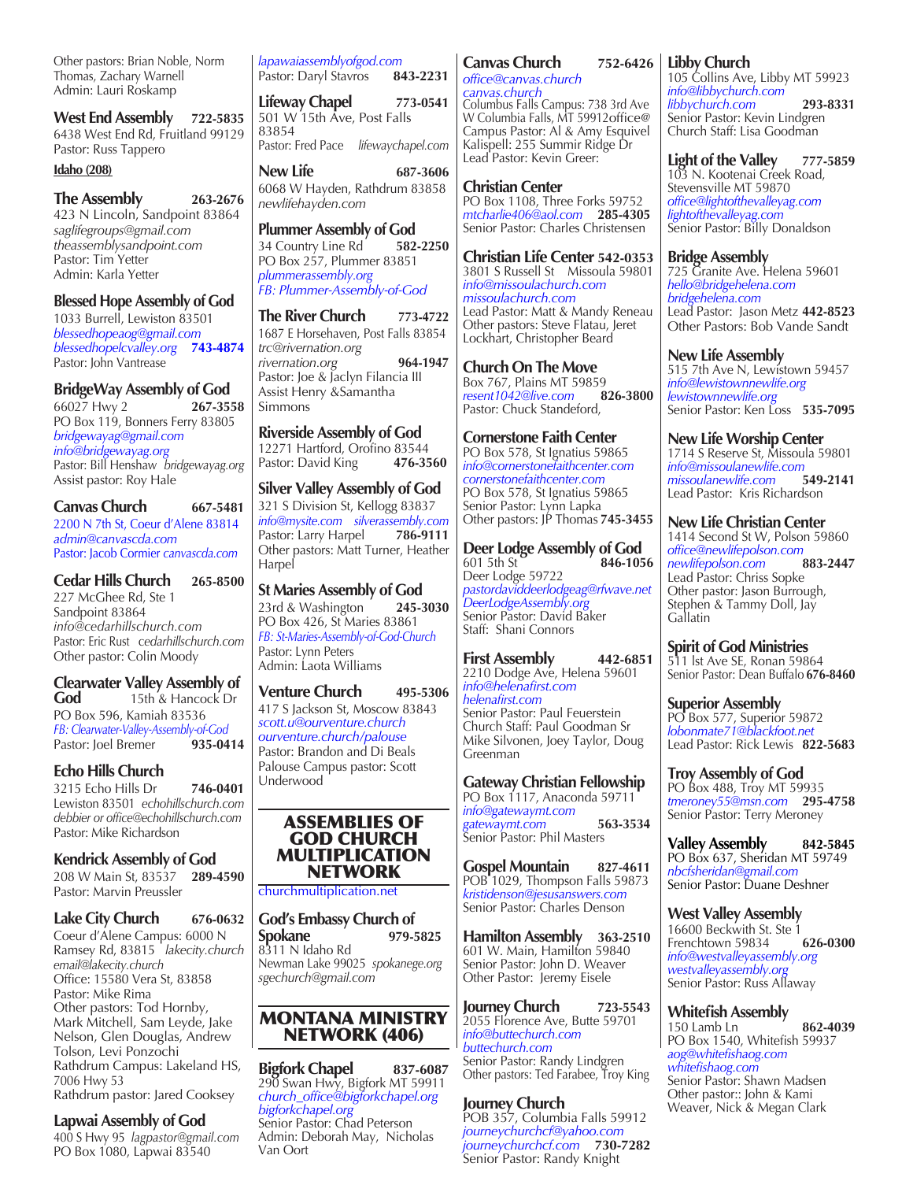Other pastors: Brian Noble, Norm Thomas, Zachary Warnell
Admin: Lauri Roskamp

**West End Assembly** **722-5835**
6438 West End Rd, Fruitland 99129
Pastor: Russ Tappero

**Idaho (208)**

**The Assembly** **263-2676**
423 N Lincoln, Sandpoint 83864
*saglifegroups@gmail.com*
*theassemblysandpoint.com*
Pastor: Tim Yetter
Admin: Karla Yetter

**Blessed Hope Assembly of God**
1033 Burrell, Lewiston 83501
*blessedhopeaog@gmail.com*
*blessedhopelcvalley.org* **743-4874**
Pastor: John Vantrease

**BridgeWay Assembly of God**
66027 Hwy 2 **267-3558**
PO Box 119, Bonners Ferry 83805
*bridgewayag@gmail.com*
*info@bridgewayag.org*
Pastor: Bill Henshaw *bridgewayag.org*
Assist pastor: Roy Hale

**Canvas Church** **667-5481**
2200 N 7th St, Coeur d'Alene 83814
*admin@canvascda.com*
Pastor: Jacob Cormier *canvascda.com*

**Cedar Hills Church** **265-8500**
227 McGhee Rd, Ste 1
Sandpoint 83864
*info@cedarhillschurch.com*
Pastor: Eric Rust *cedarhillschurch.com*
Other pastor: Colin Moody

**Clearwater Valley Assembly of God** 15th & Hancock Dr
PO Box 596, Kamiah 83536
*FB: Clearwater-Valley-Assembly-of-God*
Pastor: Joel Bremer **935-0414**

**Echo Hills Church**
3215 Echo Hills Dr **746-0401**
Lewiston 83501 *echohillschurch.com*
*debbier or office@echohillschurch.com*
Pastor: Mike Richardson

**Kendrick Assembly of God**
208 W Main St, 83537 **289-4590**
Pastor: Marvin Preussler

**Lake City Church** **676-0632**
Coeur d'Alene Campus: 6000 N Ramsey Rd, 83815 *lakecity.church*
*email@lakecity.church*
Office: 15580 Vera St, 83858
Pastor: Mike Rima
Other pastors: Tod Hornby, Mark Mitchell, Sam Leyde, Jake Nelson, Glen Douglas, Andrew Tolson, Levi Ponzochi
Rathdrum Campus: Lakeland HS, 7006 Hwy 53
Rathdrum pastor: Jared Cooksey

**Lapwai Assembly of God**
400 S Hwy 95 *lagpastor@gmail.com*
PO Box 1080, Lapwai 83540
*lapawaiassemblyofgod.com*
Pastor: Daryl Stavros **843-2231**

**Lifeway Chapel** **773-0541**
501 W 15th Ave, Post Falls 83854
Pastor: Fred Pace *lifewaychapel.com*

**New Life** **687-3606**
6068 W Hayden, Rathdrum 83858
*newlifehayden.com*

**Plummer Assembly of God**
34 Country Line Rd **582-2250**
PO Box 257, Plummer 83851
*plummerassembly.org*
*FB: Plummer-Assembly-of-God*

**The River Church** **773-4722**
1687 E Horsehaven, Post Falls 83854
*trc@rivernation.org*
*rivernation.org* **964-1947**
Pastor: Joe & Jaclyn Filancia III
Assist Henry &Samantha Simmons

**Riverside Assembly of God**
12271 Hartford, Orofino 83544
Pastor: David King **476-3560**

**Silver Valley Assembly of God**
321 S Division St, Kellogg 83837
*info@mysite.com* *silverassembly.com*
Pastor: Larry Harpel **786-9111**
Other pastors: Matt Turner, Heather Harpel

**St Maries Assembly of God**
23rd & Washington **245-3030**
PO Box 426, St Maries 83861
*FB: St-Maries-Assembly-of-God-Church*
Pastor: Lynn Peters
Admin: Laota Williams

**Venture Church** **495-5306**
417 S Jackson St, Moscow 83843
*scott.u@ourventure.church*
*ourventure.church/palouse*
Pastor: Brandon and Di Beals
Palouse Campus pastor: Scott Underwood

## ASSEMBLIES OF GOD CHURCH MULTIPLICATION NETWORK

churchmultiplication.net

**God's Embassy Church of Spokane** **979-5825**
8311 N Idaho Rd
Newman Lake 99025 *spokanege.org*
*sgechurch@gmail.com*

## MONTANA MINISTRY NETWORK (406)

**Bigfork Chapel** **837-6087**
290 Swan Hwy, Bigfork MT 59911
*church_office@bigforkchapel.org*
*bigforkchapel.org*
Senior Pastor: Chad Peterson
Admin: Deborah May, Nicholas Van Oort

**Canvas Church** **752-6426**
*office@canvas.church*
*canvas.church*
Columbus Falls Campus: 738 3rd Ave W Columbia Falls, MT 59912office@
Campus Pastor: Al & Amy Esquivel
Kalispell: 255 Summir Ridge Dr
Lead Pastor: Kevin Greer:

**Christian Center**
PO Box 1108, Three Forks 59752
*mtcharlie406@aol.com* **285-4305**
Senior Pastor: Charles Christensen

**Christian Life Center** **542-0353**
3801 S Russell St Missoula 59801
*info@missoulachurch.com*
*missoulachurch.com*
Lead Pastor: Matt & Mandy Reneau
Other pastors: Steve Flatau, Jeret Lockhart, Christopher Beard

**Church On The Move**
Box 767, Plains MT 59859
*resent1042@live.com* **826-3800**
Pastor: Chuck Standeford,

**Cornerstone Faith Center**
PO Box 578, St Ignatius 59865
*info@cornerstonefaithcenter.com*
*cornerstonefaithcenter.com*
PO Box 578, St Ignatius 59865
Senior Pastor: Lynn Lapka
Other pastors: JP Thomas **745-3455**

**Deer Lodge Assembly of God**
601 5th St **846-1056**
Deer Lodge 59722
*pastordaviddeerlodgeag@rfwave.net*
*DeerLodgeAssembly.org*
Senior Pastor: David Baker
Staff: Shani Connors

**First Assembly** **442-6851**
2210 Dodge Ave, Helena 59601
*info@helenafirst.com*
*helenafirst.com*
Senior Pastor: Paul Feuerstein
Church Staff: Paul Goodman Sr
Mike Silvonen, Joey Taylor, Doug Greenman

**Gateway Christian Fellowship**
PO Box 1117, Anaconda 59711
*info@gatewaymt.com*
*gatewaymt.com* **563-3534**
Senior Pastor: Phil Masters

**Gospel Mountain** **827-4611**
POB 1029, Thompson Falls 59873
*kristidenson@jesusanswers.com*
Senior Pastor: Charles Denson

**Hamilton Assembly** **363-2510**
601 W. Main, Hamilton 59840
Senior Pastor: John D. Weaver
Other Pastor: Jeremy Eisele

**Journey Church** **723-5543**
2055 Florence Ave, Butte 59701
*info@buttechurch.com*
*buttechurch.com*
Senior Pastor: Randy Lindgren
Other pastors: Ted Farabee, Troy King

**Journey Church**
POB 357, Columbia Falls 59912
*journeychurchcf@yahoo.com*
*journeychurchcf.com* **730-7282**
Senior Pastor: Randy Knight

**Libby Church**
105 Collins Ave, Libby MT 59923
*info@libbychurch.com*
*libbychurch.com* **293-8331**
Senior Pastor: Kevin Lindgren
Church Staff: Lisa Goodman

**Light of the Valley** **777-5859**
103 N. Kootenai Creek Road, Stevensville MT 59870
*office@lightofthevalleyag.com*
*lightofthevalleyag.com*
Senior Pastor: Billy Donaldson

**Bridge Assembly**
725 Granite Ave. Helena 59601
*hello@bridgehelena.com*
*bridgehelena.com*
Lead Pastor: Jason Metz **442-8523**
Other Pastors: Bob Vande Sandt

**New Life Assembly**
515 7th Ave N, Lewistown 59457
*info@lewistownnewlife.org*
*lewistownnewlife.org*
Senior Pastor: Ken Loss **535-7095**

**New Life Worship Center**
1714 S Reserve St, Missoula 59801
*info@missoulanewlife.com*
*missoulanewlife.com* **549-2141**
Lead Pastor: Kris Richardson

**New Life Christian Center**
1414 Second St W, Polson 59860
*office@newlifepolson.com*
*newlifepolson.com* **883-2447**
Lead Pastor: Chriss Sopke
Other pastor: Jason Burrough, Stephen & Tammy Doll, Jay Gallatin

**Spirit of God Ministries**
511 lst Ave SE, Ronan 59864
Senior Pastor: Dean Buffalo **676-8460**

**Superior Assembly**
PO Box 577, Superior 59872
*lobonmate71@blackfoot.net*
Lead Pastor: Rick Lewis **822-5683**

**Troy Assembly of God**
PO Box 488, Troy MT 59935
*tmeroney55@msn.com* **295-4758**
Senior Pastor: Terry Meroney

**Valley Assembly** **842-5845**
PO Box 637, Sheridan MT 59749
*nbcfsheridan@gmail.com*
Senior Pastor: Duane Deshner

**West Valley Assembly**
16600 Beckwith St. Ste 1
Frenchtown 59834 **626-0300**
*info@westvalleyassembly.org*
*westvalleyassembly.org*
Senior Pastor: Russ Allaway

**Whitefish Assembly**
150 Lamb Ln **862-4039**
PO Box 1540, Whitefish 59937
*aog@whitefishaog.com*
*whitefishaog.com*
Senior Pastor: Shawn Madsen
Other pastor:: John & Kami Weaver, Nick & Megan Clark